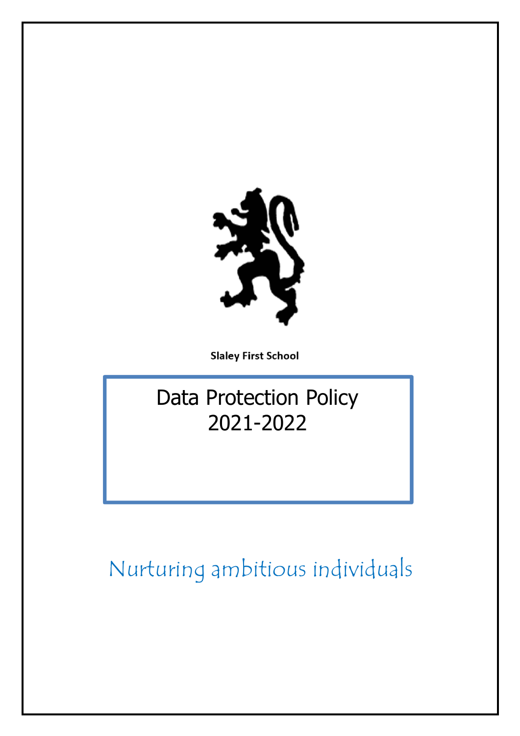**Slaley First School**

# Data Protection Policy
# 2021-2022

*Nurturing ambitious individuals*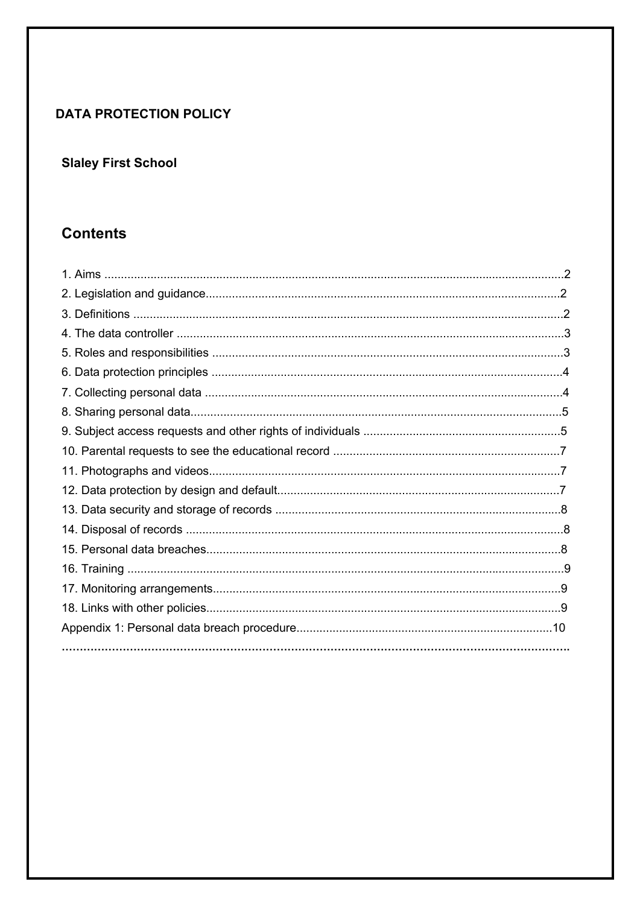**DATA PROTECTION POLICY**

**Slaley First School**

## Contents

1. Aims ..........................................................................................................................2
2. Legislation and guidance..........................................................................................2
3. Definitions .................................................................................................................2
4. The data controller ....................................................................................................3
5. Roles and responsibilities ..........................................................................................3
6. Data protection principles ..........................................................................................4
7. Collecting personal data ............................................................................................4
8. Sharing personal data................................................................................................5
9. Subject access requests and other rights of individuals ............................................5
10. Parental requests to see the educational record ......................................................7
11. Photographs and videos..........................................................................................7
12. Data protection by design and default......................................................................7
13. Data security and storage of records .......................................................................8
14. Disposal of records ..................................................................................................8
15. Personal data breaches...........................................................................................8
16. Training ...................................................................................................................9
17. Monitoring arrangements.........................................................................................9
18. Links with other policies...........................................................................................9

Appendix 1: Personal data breach procedure.............................................................10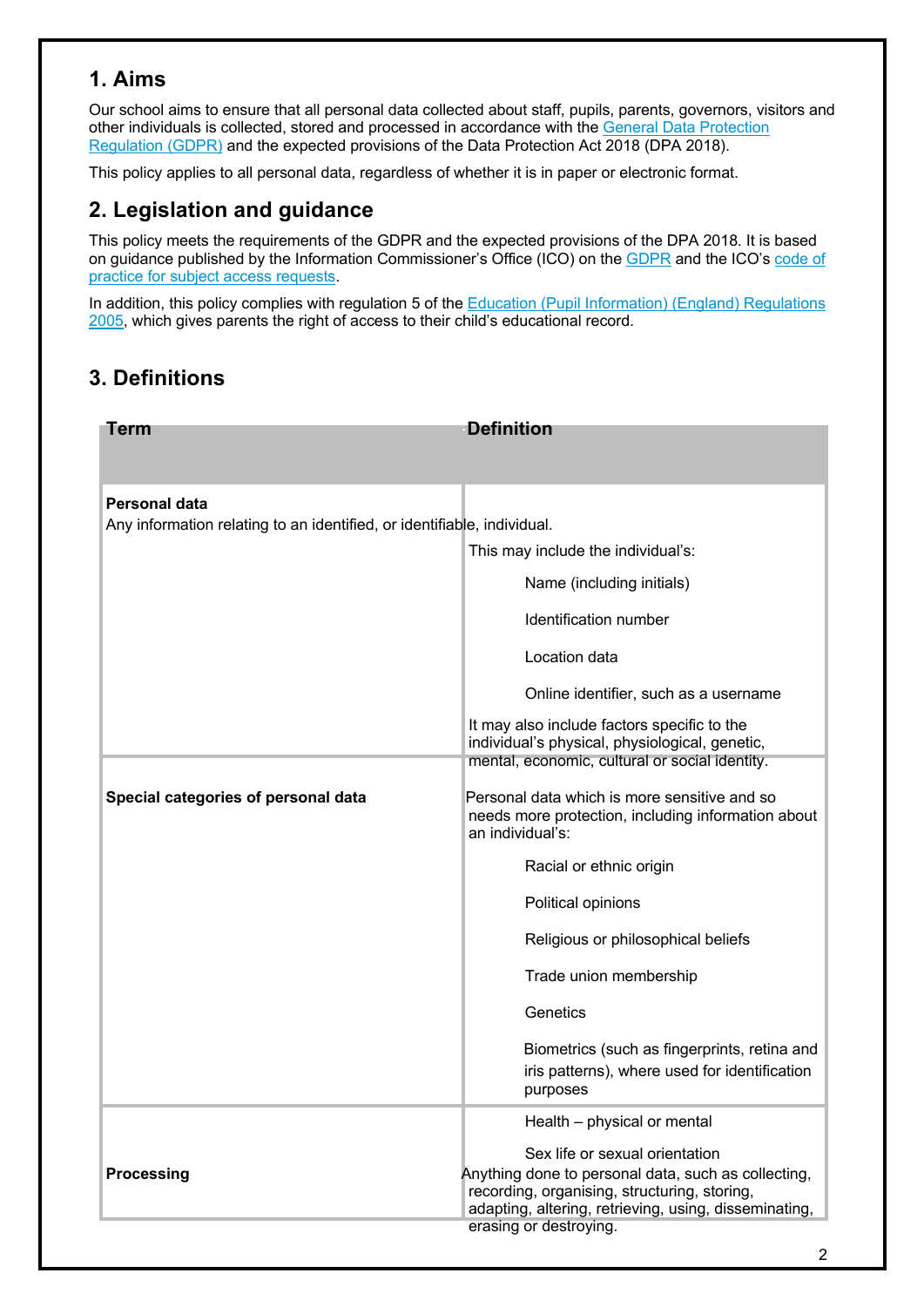## 1. Aims

Our school aims to ensure that all personal data collected about staff, pupils, parents, governors, visitors and other individuals is collected, stored and processed in accordance with the General Data Protection Regulation (GDPR) and the expected provisions of the Data Protection Act 2018 (DPA 2018).

This policy applies to all personal data, regardless of whether it is in paper or electronic format.

## 2. Legislation and guidance

This policy meets the requirements of the GDPR and the expected provisions of the DPA 2018. It is based on guidance published by the Information Commissioner's Office (ICO) on the GDPR and the ICO's code of practice for subject access requests.

In addition, this policy complies with regulation 5 of the Education (Pupil Information) (England) Regulations 2005, which gives parents the right of access to their child's educational record.

## 3. Definitions

| Term | Definition |
|---|---|
| **Personal data** | Any information relating to an identified, or identifiable, individual.<br><br>This may include the individual's:<br>Name (including initials)<br>Identification number<br>Location data<br>Online identifier, such as a username<br><br>It may also include factors specific to the individual's physical, physiological, genetic, mental, economic, cultural or social identity. |
| **Special categories of personal data** | Personal data which is more sensitive and so needs more protection, including information about an individual's:<br>Racial or ethnic origin<br>Political opinions<br>Religious or philosophical beliefs<br>Trade union membership<br>Genetics<br>Biometrics (such as fingerprints, retina and iris patterns), where used for identification purposes<br>Health – physical or mental<br>Sex life or sexual orientation |
| **Processing** | Anything done to personal data, such as collecting, recording, organising, structuring, storing, adapting, altering, retrieving, using, disseminating, erasing or destroying. |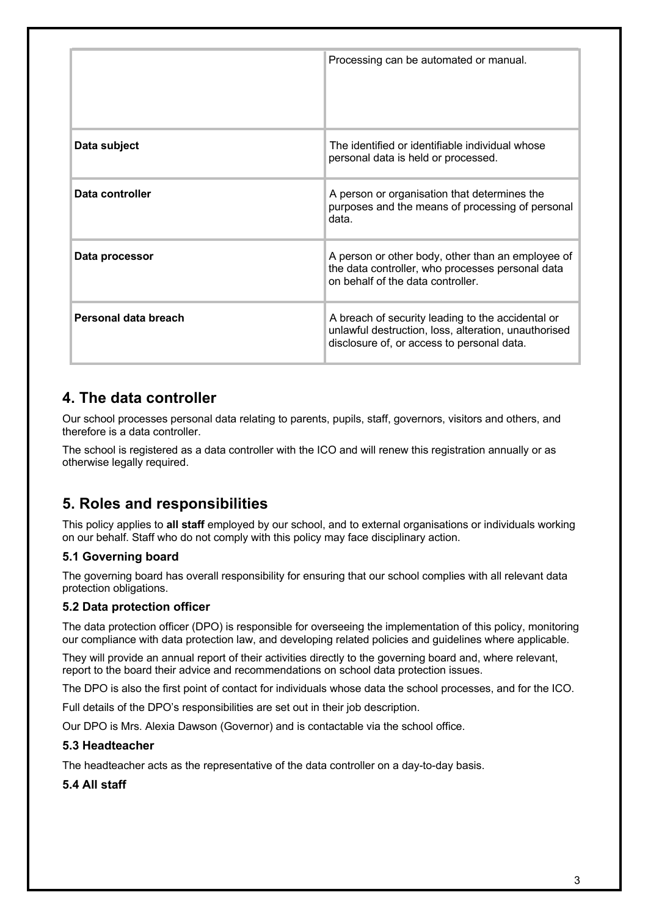| | |
|---|---|
| | Processing can be automated or manual. |
| **Data subject** | The identified or identifiable individual whose personal data is held or processed. |
| **Data controller** | A person or organisation that determines the purposes and the means of processing of personal data. |
| **Data processor** | A person or other body, other than an employee of the data controller, who processes personal data on behalf of the data controller. |
| **Personal data breach** | A breach of security leading to the accidental or unlawful destruction, loss, alteration, unauthorised disclosure of, or access to personal data. |

## 4. The data controller

Our school processes personal data relating to parents, pupils, staff, governors, visitors and others, and therefore is a data controller.

The school is registered as a data controller with the ICO and will renew this registration annually or as otherwise legally required.

## 5. Roles and responsibilities

This policy applies to **all staff** employed by our school, and to external organisations or individuals working on our behalf. Staff who do not comply with this policy may face disciplinary action.

### 5.1 Governing board

The governing board has overall responsibility for ensuring that our school complies with all relevant data protection obligations.

### 5.2 Data protection officer

The data protection officer (DPO) is responsible for overseeing the implementation of this policy, monitoring our compliance with data protection law, and developing related policies and guidelines where applicable.

They will provide an annual report of their activities directly to the governing board and, where relevant, report to the board their advice and recommendations on school data protection issues.

The DPO is also the first point of contact for individuals whose data the school processes, and for the ICO.

Full details of the DPO's responsibilities are set out in their job description.

Our DPO is Mrs. Alexia Dawson (Governor) and is contactable via the school office.

### 5.3 Headteacher

The headteacher acts as the representative of the data controller on a day-to-day basis.

### 5.4 All staff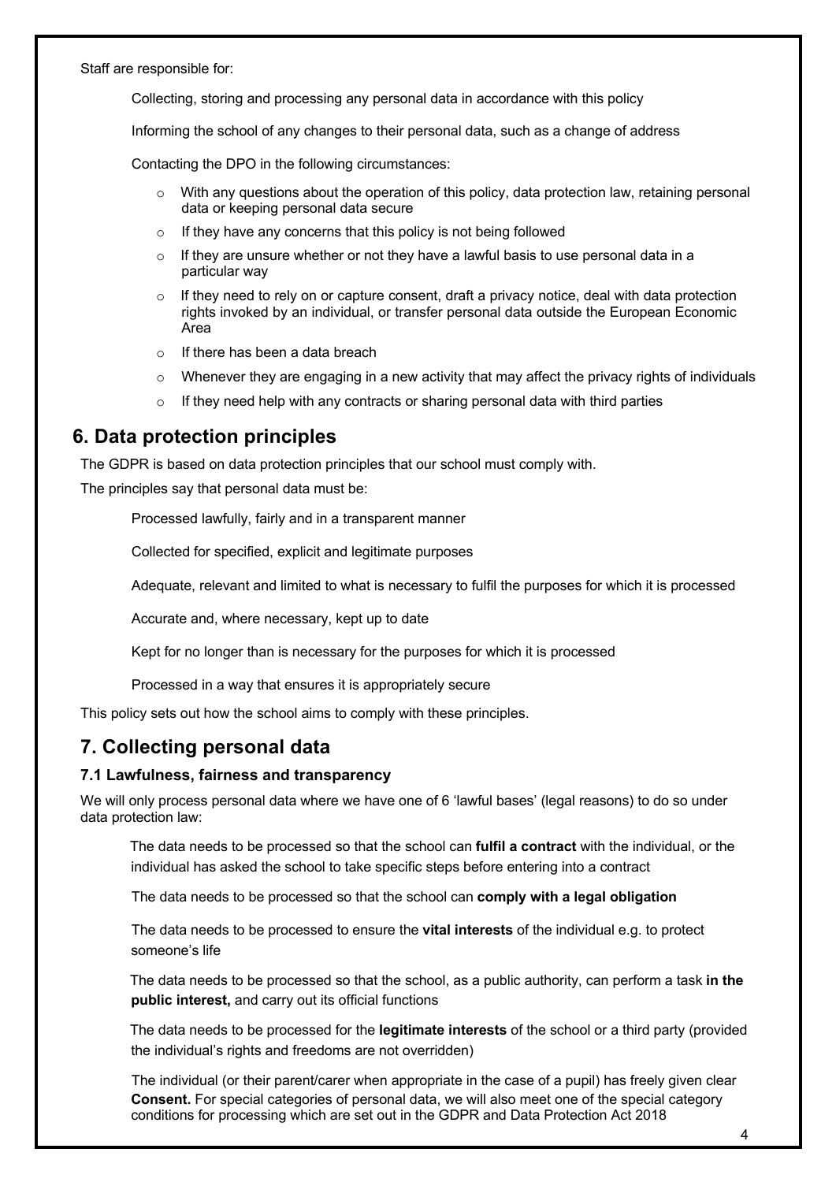Staff are responsible for:

- Collecting, storing and processing any personal data in accordance with this policy
- Informing the school of any changes to their personal data, such as a change of address
- Contacting the DPO in the following circumstances:
    - With any questions about the operation of this policy, data protection law, retaining personal data or keeping personal data secure
    - If they have any concerns that this policy is not being followed
    - If they are unsure whether or not they have a lawful basis to use personal data in a particular way
    - If they need to rely on or capture consent, draft a privacy notice, deal with data protection rights invoked by an individual, or transfer personal data outside the European Economic Area
    - If there has been a data breach
    - Whenever they are engaging in a new activity that may affect the privacy rights of individuals
    - If they need help with any contracts or sharing personal data with third parties

## 6. Data protection principles

The GDPR is based on data protection principles that our school must comply with.

The principles say that personal data must be:

- Processed lawfully, fairly and in a transparent manner
- Collected for specified, explicit and legitimate purposes
- Adequate, relevant and limited to what is necessary to fulfil the purposes for which it is processed
- Accurate and, where necessary, kept up to date
- Kept for no longer than is necessary for the purposes for which it is processed
- Processed in a way that ensures it is appropriately secure

This policy sets out how the school aims to comply with these principles.

## 7. Collecting personal data

### 7.1 Lawfulness, fairness and transparency

We will only process personal data where we have one of 6 'lawful bases' (legal reasons) to do so under data protection law:

- The data needs to be processed so that the school can **fulfil a contract** with the individual, or the individual has asked the school to take specific steps before entering into a contract
- The data needs to be processed so that the school can **comply with a legal obligation**
- The data needs to be processed to ensure the **vital interests** of the individual e.g. to protect someone's life
- The data needs to be processed so that the school, as a public authority, can perform a task **in the public interest,** and carry out its official functions
- The data needs to be processed for the **legitimate interests** of the school or a third party (provided the individual's rights and freedoms are not overridden)
- The individual (or their parent/carer when appropriate in the case of a pupil) has freely given clear **Consent.** For special categories of personal data, we will also meet one of the special category conditions for processing which are set out in the GDPR and Data Protection Act 2018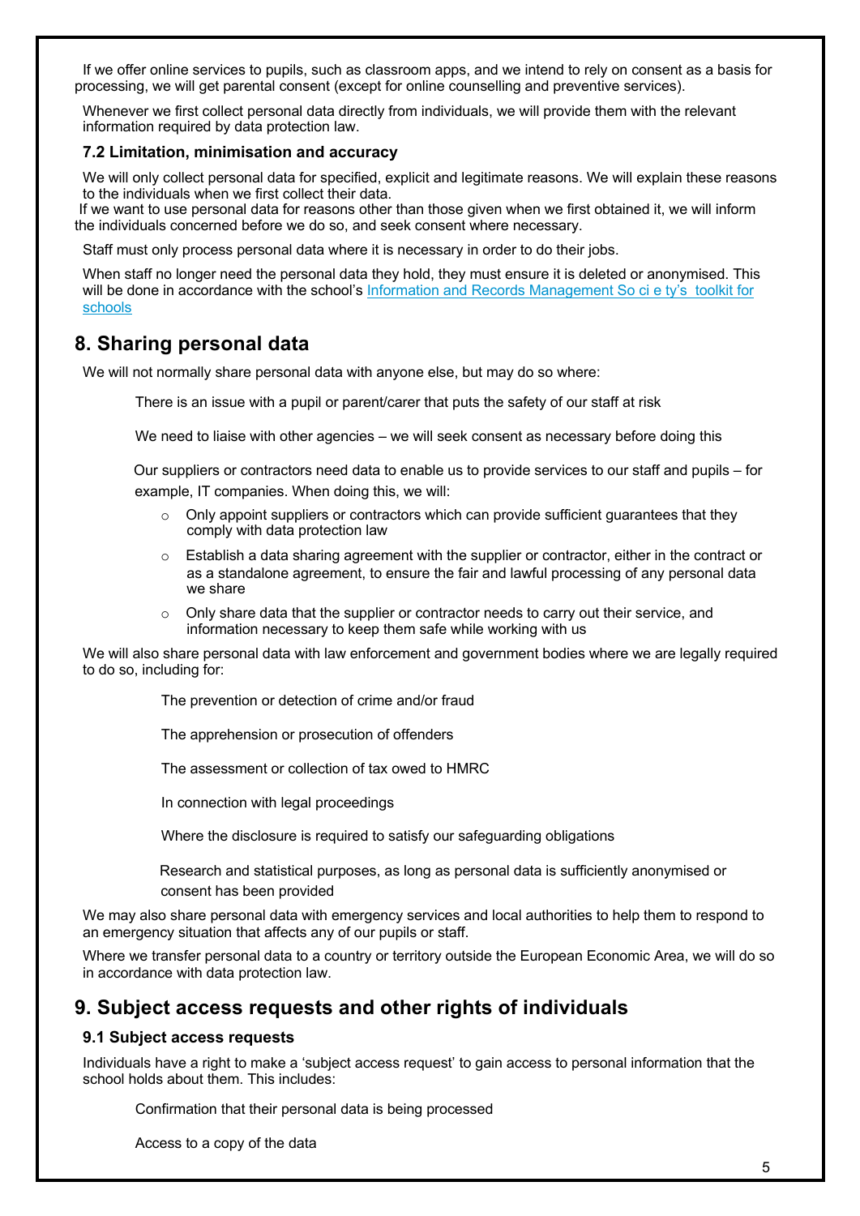If we offer online services to pupils, such as classroom apps, and we intend to rely on consent as a basis for processing, we will get parental consent (except for online counselling and preventive services).

Whenever we first collect personal data directly from individuals, we will provide them with the relevant information required by data protection law.

### 7.2 Limitation, minimisation and accuracy

We will only collect personal data for specified, explicit and legitimate reasons. We will explain these reasons to the individuals when we first collect their data.

If we want to use personal data for reasons other than those given when we first obtained it, we will inform the individuals concerned before we do so, and seek consent where necessary.

Staff must only process personal data where it is necessary in order to do their jobs.

When staff no longer need the personal data they hold, they must ensure it is deleted or anonymised. This will be done in accordance with the school's [Information and Records Management So ci e ty's toolkit for schools]()

## 8. Sharing personal data

We will not normally share personal data with anyone else, but may do so where:

- There is an issue with a pupil or parent/carer that puts the safety of our staff at risk
- We need to liaise with other agencies – we will seek consent as necessary before doing this
- Our suppliers or contractors need data to enable us to provide services to our staff and pupils – for example, IT companies. When doing this, we will:
  - Only appoint suppliers or contractors which can provide sufficient guarantees that they comply with data protection law
  - Establish a data sharing agreement with the supplier or contractor, either in the contract or as a standalone agreement, to ensure the fair and lawful processing of any personal data we share
  - Only share data that the supplier or contractor needs to carry out their service, and information necessary to keep them safe while working with us

We will also share personal data with law enforcement and government bodies where we are legally required to do so, including for:

- The prevention or detection of crime and/or fraud
- The apprehension or prosecution of offenders
- The assessment or collection of tax owed to HMRC
- In connection with legal proceedings
- Where the disclosure is required to satisfy our safeguarding obligations
- Research and statistical purposes, as long as personal data is sufficiently anonymised or consent has been provided

We may also share personal data with emergency services and local authorities to help them to respond to an emergency situation that affects any of our pupils or staff.

Where we transfer personal data to a country or territory outside the European Economic Area, we will do so in accordance with data protection law.

## 9. Subject access requests and other rights of individuals

### 9.1 Subject access requests

Individuals have a right to make a 'subject access request' to gain access to personal information that the school holds about them. This includes:

- Confirmation that their personal data is being processed
- Access to a copy of the data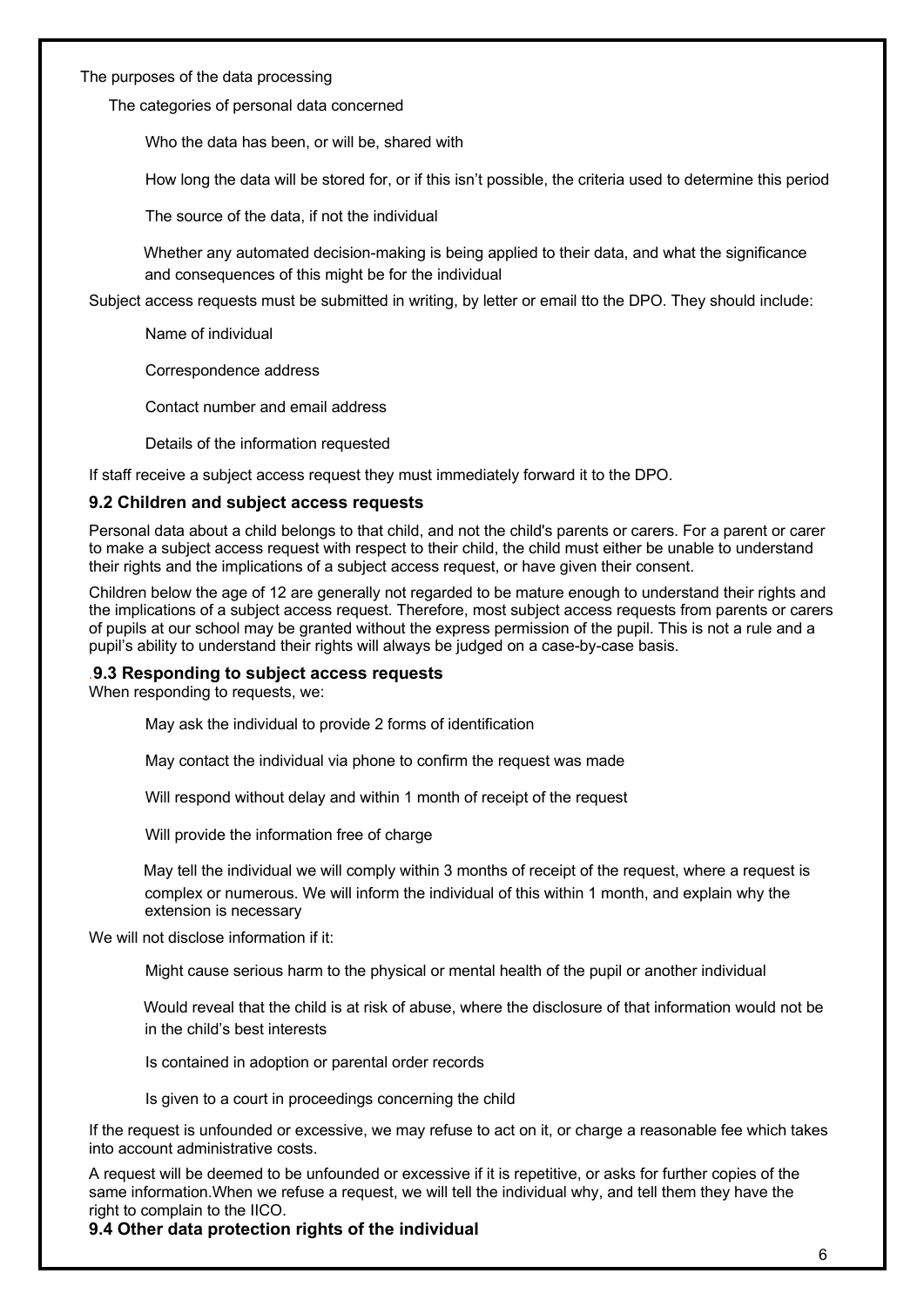The purposes of the data processing

- The categories of personal data concerned
- Who the data has been, or will be, shared with
- How long the data will be stored for, or if this isn't possible, the criteria used to determine this period
- The source of the data, if not the individual
- Whether any automated decision-making is being applied to their data, and what the significance and consequences of this might be for the individual

Subject access requests must be submitted in writing, by letter or email tto the DPO. They should include:

- Name of individual
- Correspondence address
- Contact number and email address
- Details of the information requested

If staff receive a subject access request they must immediately forward it to the DPO.

### 9.2 Children and subject access requests

Personal data about a child belongs to that child, and not the child's parents or carers. For a parent or carer to make a subject access request with respect to their child, the child must either be unable to understand their rights and the implications of a subject access request, or have given their consent.

Children below the age of 12 are generally not regarded to be mature enough to understand their rights and the implications of a subject access request. Therefore, most subject access requests from parents or carers of pupils at our school may be granted without the express permission of the pupil. This is not a rule and a pupil's ability to understand their rights will always be judged on a case-by-case basis.

### .9.3 Responding to subject access requests

When responding to requests, we:

- May ask the individual to provide 2 forms of identification
- May contact the individual via phone to confirm the request was made
- Will respond without delay and within 1 month of receipt of the request
- Will provide the information free of charge
- May tell the individual we will comply within 3 months of receipt of the request, where a request is complex or numerous. We will inform the individual of this within 1 month, and explain why the extension is necessary

We will not disclose information if it:

- Might cause serious harm to the physical or mental health of the pupil or another individual
- Would reveal that the child is at risk of abuse, where the disclosure of that information would not be in the child's best interests
- Is contained in adoption or parental order records
- Is given to a court in proceedings concerning the child

If the request is unfounded or excessive, we may refuse to act on it, or charge a reasonable fee which takes into account administrative costs.

A request will be deemed to be unfounded or excessive if it is repetitive, or asks for further copies of the same information.When we refuse a request, we will tell the individual why, and tell them they have the right to complain to the IICO.

### 9.4 Other data protection rights of the individual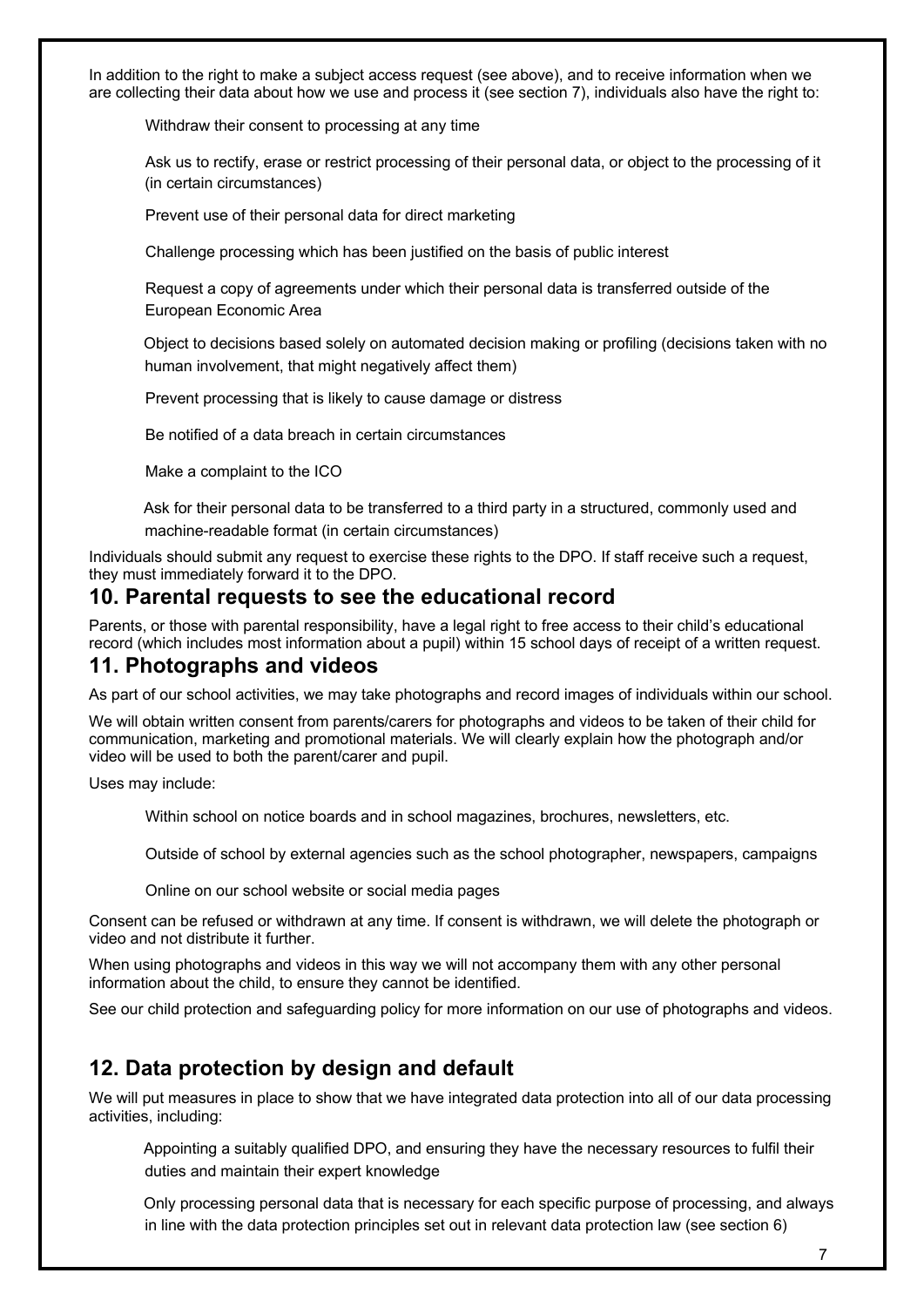In addition to the right to make a subject access request (see above), and to receive information when we are collecting their data about how we use and process it (see section 7), individuals also have the right to:

- Withdraw their consent to processing at any time
- Ask us to rectify, erase or restrict processing of their personal data, or object to the processing of it (in certain circumstances)
- Prevent use of their personal data for direct marketing
- Challenge processing which has been justified on the basis of public interest
- Request a copy of agreements under which their personal data is transferred outside of the European Economic Area
- Object to decisions based solely on automated decision making or profiling (decisions taken with no human involvement, that might negatively affect them)
- Prevent processing that is likely to cause damage or distress
- Be notified of a data breach in certain circumstances
- Make a complaint to the ICO
- Ask for their personal data to be transferred to a third party in a structured, commonly used and machine-readable format (in certain circumstances)

Individuals should submit any request to exercise these rights to the DPO. If staff receive such a request, they must immediately forward it to the DPO.

## 10. Parental requests to see the educational record

Parents, or those with parental responsibility, have a legal right to free access to their child's educational record (which includes most information about a pupil) within 15 school days of receipt of a written request.

## 11. Photographs and videos

As part of our school activities, we may take photographs and record images of individuals within our school.

We will obtain written consent from parents/carers for photographs and videos to be taken of their child for communication, marketing and promotional materials. We will clearly explain how the photograph and/or video will be used to both the parent/carer and pupil.

Uses may include:

- Within school on notice boards and in school magazines, brochures, newsletters, etc.
- Outside of school by external agencies such as the school photographer, newspapers, campaigns
- Online on our school website or social media pages

Consent can be refused or withdrawn at any time. If consent is withdrawn, we will delete the photograph or video and not distribute it further.

When using photographs and videos in this way we will not accompany them with any other personal information about the child, to ensure they cannot be identified.

See our child protection and safeguarding policy for more information on our use of photographs and videos.

## 12. Data protection by design and default

We will put measures in place to show that we have integrated data protection into all of our data processing activities, including:

- Appointing a suitably qualified DPO, and ensuring they have the necessary resources to fulfil their duties and maintain their expert knowledge
- Only processing personal data that is necessary for each specific purpose of processing, and always in line with the data protection principles set out in relevant data protection law (see section 6)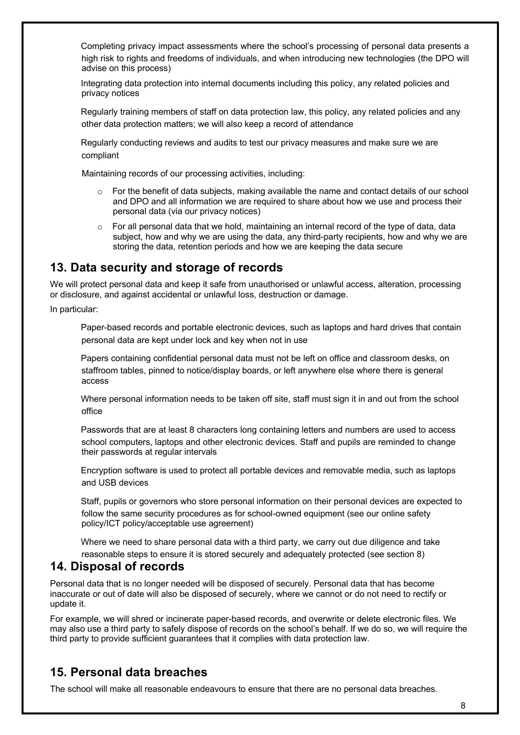- Completing privacy impact assessments where the school's processing of personal data presents a high risk to rights and freedoms of individuals, and when introducing new technologies (the DPO will advise on this process)
- Integrating data protection into internal documents including this policy, any related policies and privacy notices
- Regularly training members of staff on data protection law, this policy, any related policies and any other data protection matters; we will also keep a record of attendance
- Regularly conducting reviews and audits to test our privacy measures and make sure we are compliant
- Maintaining records of our processing activities, including:
  - For the benefit of data subjects, making available the name and contact details of our school and DPO and all information we are required to share about how we use and process their personal data (via our privacy notices)
  - For all personal data that we hold, maintaining an internal record of the type of data, data subject, how and why we are using the data, any third-party recipients, how and why we are storing the data, retention periods and how we are keeping the data secure

## 13. Data security and storage of records

We will protect personal data and keep it safe from unauthorised or unlawful access, alteration, processing or disclosure, and against accidental or unlawful loss, destruction or damage.

In particular:

- Paper-based records and portable electronic devices, such as laptops and hard drives that contain personal data are kept under lock and key when not in use
- Papers containing confidential personal data must not be left on office and classroom desks, on staffroom tables, pinned to notice/display boards, or left anywhere else where there is general access
- Where personal information needs to be taken off site, staff must sign it in and out from the school office
- Passwords that are at least 8 characters long containing letters and numbers are used to access school computers, laptops and other electronic devices. Staff and pupils are reminded to change their passwords at regular intervals
- Encryption software is used to protect all portable devices and removable media, such as laptops and USB devices
- Staff, pupils or governors who store personal information on their personal devices are expected to follow the same security procedures as for school-owned equipment (see our online safety policy/ICT policy/acceptable use agreement)
- Where we need to share personal data with a third party, we carry out due diligence and take reasonable steps to ensure it is stored securely and adequately protected (see section 8)

## 14. Disposal of records

Personal data that is no longer needed will be disposed of securely. Personal data that has become inaccurate or out of date will also be disposed of securely, where we cannot or do not need to rectify or update it.

For example, we will shred or incinerate paper-based records, and overwrite or delete electronic files. We may also use a third party to safely dispose of records on the school's behalf. If we do so, we will require the third party to provide sufficient guarantees that it complies with data protection law.

## 15. Personal data breaches

The school will make all reasonable endeavours to ensure that there are no personal data breaches.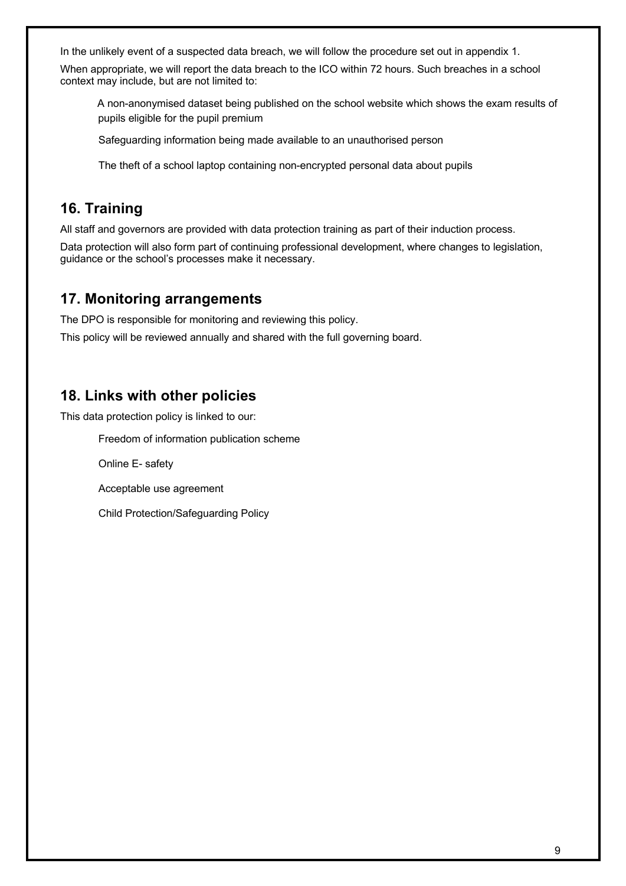In the unlikely event of a suspected data breach, we will follow the procedure set out in appendix 1.

When appropriate, we will report the data breach to the ICO within 72 hours. Such breaches in a school context may include, but are not limited to:

- A non-anonymised dataset being published on the school website which shows the exam results of pupils eligible for the pupil premium
- Safeguarding information being made available to an unauthorised person
- The theft of a school laptop containing non-encrypted personal data about pupils

## 16. Training

All staff and governors are provided with data protection training as part of their induction process.

Data protection will also form part of continuing professional development, where changes to legislation, guidance or the school's processes make it necessary.

## 17. Monitoring arrangements

The DPO is responsible for monitoring and reviewing this policy.

This policy will be reviewed annually and shared with the full governing board.

## 18. Links with other policies

This data protection policy is linked to our:

- Freedom of information publication scheme
- Online E- safety
- Acceptable use agreement
- Child Protection/Safeguarding Policy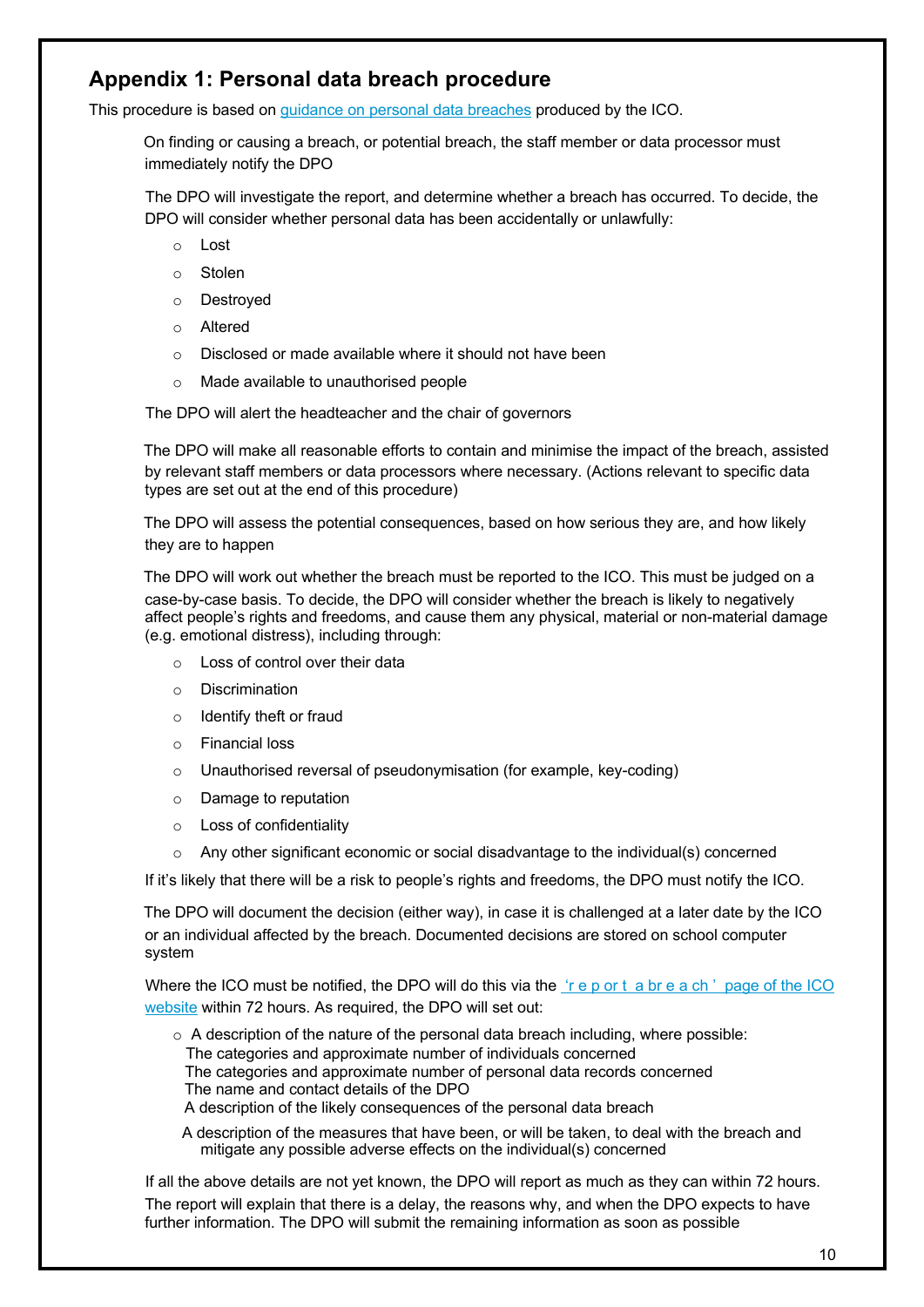## Appendix 1: Personal data breach procedure

This procedure is based on [guidance on personal data breaches](#) produced by the ICO.

On finding or causing a breach, or potential breach, the staff member or data processor must immediately notify the DPO

The DPO will investigate the report, and determine whether a breach has occurred. To decide, the DPO will consider whether personal data has been accidentally or unlawfully:

- Lost
- Stolen
- Destroyed
- Altered
- Disclosed or made available where it should not have been
- Made available to unauthorised people

The DPO will alert the headteacher and the chair of governors

The DPO will make all reasonable efforts to contain and minimise the impact of the breach, assisted by relevant staff members or data processors where necessary. (Actions relevant to specific data types are set out at the end of this procedure)

The DPO will assess the potential consequences, based on how serious they are, and how likely they are to happen

The DPO will work out whether the breach must be reported to the ICO. This must be judged on a case-by-case basis. To decide, the DPO will consider whether the breach is likely to negatively affect people's rights and freedoms, and cause them any physical, material or non-material damage (e.g. emotional distress), including through:

- Loss of control over their data
- Discrimination
- Identify theft or fraud
- Financial loss
- Unauthorised reversal of pseudonymisation (for example, key-coding)
- Damage to reputation
- Loss of confidentiality
- Any other significant economic or social disadvantage to the individual(s) concerned

If it's likely that there will be a risk to people's rights and freedoms, the DPO must notify the ICO.

The DPO will document the decision (either way), in case it is challenged at a later date by the ICO or an individual affected by the breach. Documented decisions are stored on school computer system

Where the ICO must be notified, the DPO will do this via the ['report a breach' page of the ICO website](#) within 72 hours. As required, the DPO will set out:

- A description of the nature of the personal data breach including, where possible:
  - The categories and approximate number of individuals concerned
  - The categories and approximate number of personal data records concerned
  - The name and contact details of the DPO
  - A description of the likely consequences of the personal data breach
  - A description of the measures that have been, or will be taken, to deal with the breach and mitigate any possible adverse effects on the individual(s) concerned

If all the above details are not yet known, the DPO will report as much as they can within 72 hours. The report will explain that there is a delay, the reasons why, and when the DPO expects to have further information. The DPO will submit the remaining information as soon as possible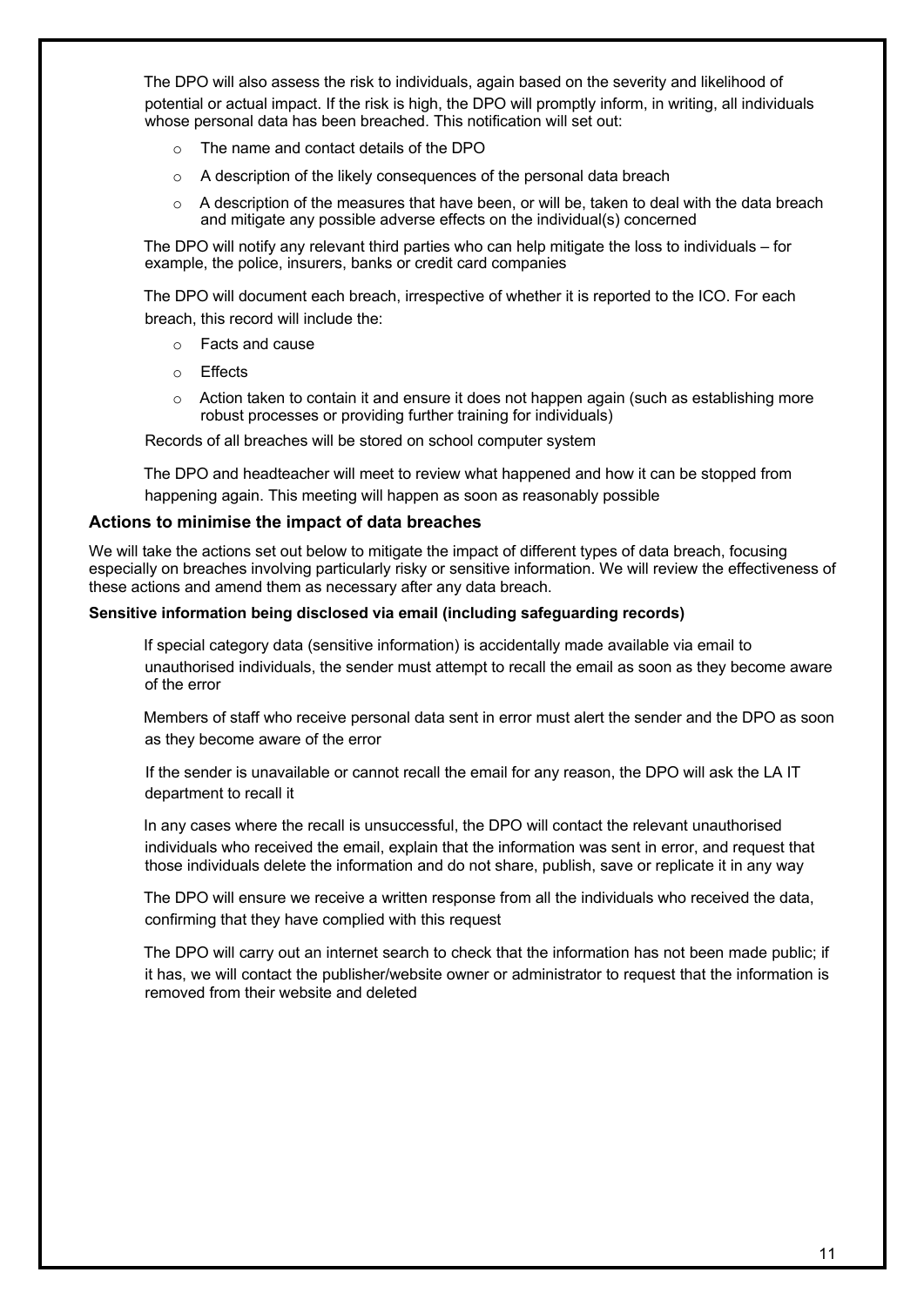The DPO will also assess the risk to individuals, again based on the severity and likelihood of potential or actual impact. If the risk is high, the DPO will promptly inform, in writing, all individuals whose personal data has been breached. This notification will set out:

- The name and contact details of the DPO
- A description of the likely consequences of the personal data breach
- A description of the measures that have been, or will be, taken to deal with the data breach and mitigate any possible adverse effects on the individual(s) concerned

The DPO will notify any relevant third parties who can help mitigate the loss to individuals – for example, the police, insurers, banks or credit card companies

The DPO will document each breach, irrespective of whether it is reported to the ICO. For each breach, this record will include the:

- Facts and cause
- Effects
- Action taken to contain it and ensure it does not happen again (such as establishing more robust processes or providing further training for individuals)

Records of all breaches will be stored on school computer system

The DPO and headteacher will meet to review what happened and how it can be stopped from happening again. This meeting will happen as soon as reasonably possible

### Actions to minimise the impact of data breaches

We will take the actions set out below to mitigate the impact of different types of data breach, focusing especially on breaches involving particularly risky or sensitive information. We will review the effectiveness of these actions and amend them as necessary after any data breach.

**Sensitive information being disclosed via email (including safeguarding records)**

If special category data (sensitive information) is accidentally made available via email to unauthorised individuals, the sender must attempt to recall the email as soon as they become aware of the error

Members of staff who receive personal data sent in error must alert the sender and the DPO as soon as they become aware of the error

If the sender is unavailable or cannot recall the email for any reason, the DPO will ask the LA IT department to recall it

In any cases where the recall is unsuccessful, the DPO will contact the relevant unauthorised individuals who received the email, explain that the information was sent in error, and request that those individuals delete the information and do not share, publish, save or replicate it in any way

The DPO will ensure we receive a written response from all the individuals who received the data, confirming that they have complied with this request

The DPO will carry out an internet search to check that the information has not been made public; if it has, we will contact the publisher/website owner or administrator to request that the information is removed from their website and deleted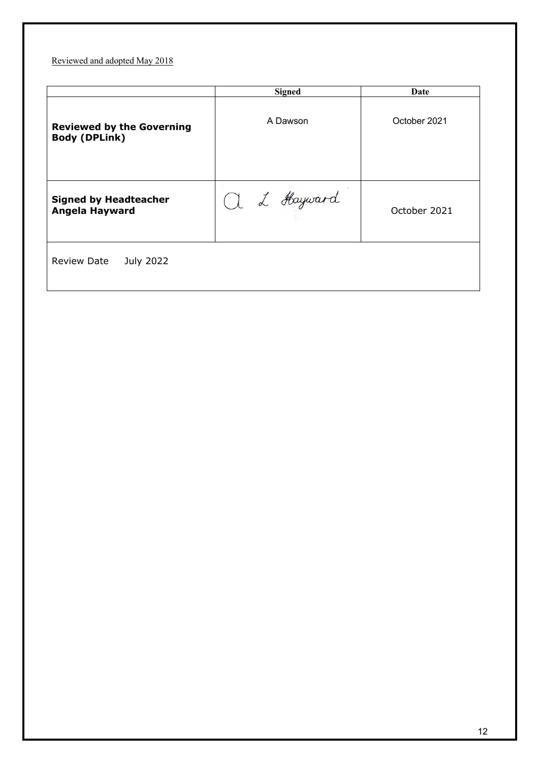Reviewed and adopted May 2018

| | Signed | Date |
|---|---|---|
| **Reviewed by the Governing Body (DPLink)** | A Dawson | October 2021 |
| **Signed by Headteacher Angela Hayward** | A L Hayward | October 2021 |
| Review Date July 2022 | | |